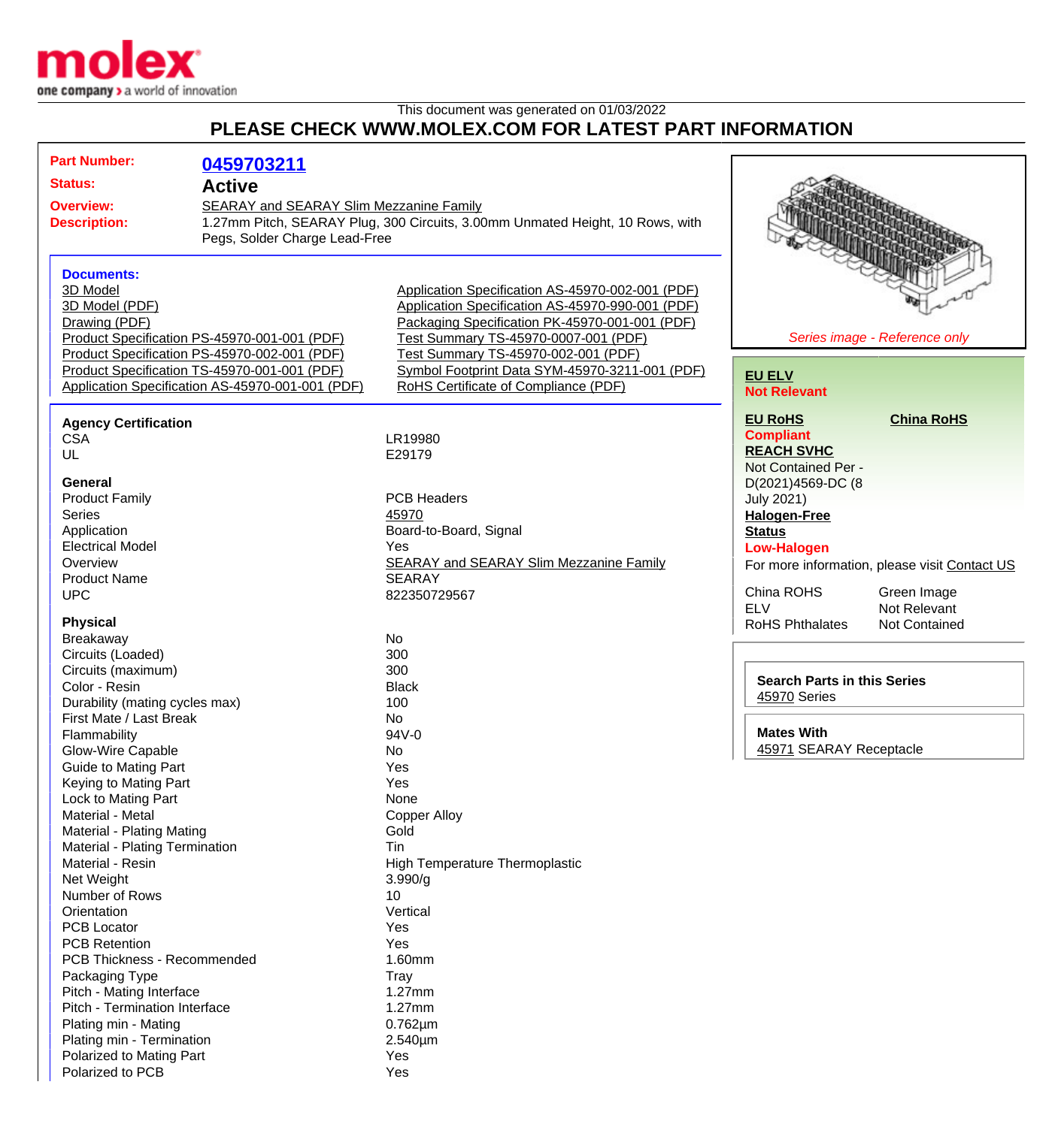This document was generated on 01/03/2022

# PLEASE CHECK WWW.MOLEX.COM FOR LATEST PART INFORMATION

**Part Number:** 0459703211

**Status:** Active

**Overview:** SEARAY and SEARAY Slim Mezzanine Family

**Description:** 1.27mm Pitch, SEARAY Plug, 300 Circuits, 3.00mm Unmated Height, 10 Rows, with Pegs, Solder Charge Lead-Free

*Series image - Reference only*

### Documents:

- 3D Model
- 3D Model (PDF)
- Drawing (PDF)
- Product Specification PS-45970-001-001 (PDF)
- Product Specification PS-45970-002-001 (PDF)
- Product Specification TS-45970-001-001 (PDF)
- Application Specification AS-45970-001-001 (PDF)
- Application Specification AS-45970-002-001 (PDF)
- Application Specification AS-45970-990-001 (PDF)
- Packaging Specification PK-45970-001-001 (PDF)
- Test Summary TS-45970-0007-001 (PDF)
- Test Summary TS-45970-002-001 (PDF)
- Symbol Footprint Data SYM-45970-3211-001 (PDF)
- RoHS Certificate of Compliance (PDF)

**EU ELV**
Not Relevant

**EU RoHS**
Compliant

**China RoHS**

**REACH SVHC**
Not Contained Per - D(2021)4569-DC (8 July 2021)

**Halogen-Free Status**
Low-Halogen

For more information, please visit Contact US

| | |
|---|---|
| China ROHS | Green Image |
| ELV | Not Relevant |
| RoHS Phthalates | Not Contained |

**Search Parts in this Series**
45970 Series

**Mates With**
45971 SEARAY Receptacle

### Agency Certification

| | |
|---|---|
| CSA | LR19980 |
| UL | E29179 |

### General

| | |
|---|---|
| Product Family | PCB Headers |
| Series | 45970 |
| Application | Board-to-Board, Signal |
| Electrical Model | Yes |
| Overview | SEARAY and SEARAY Slim Mezzanine Family |
| Product Name | SEARAY |
| UPC | 822350729567 |

### Physical

| | |
|---|---|
| Breakaway | No |
| Circuits (Loaded) | 300 |
| Circuits (maximum) | 300 |
| Color - Resin | Black |
| Durability (mating cycles max) | 100 |
| First Mate / Last Break | No |
| Flammability | 94V-0 |
| Glow-Wire Capable | No |
| Guide to Mating Part | Yes |
| Keying to Mating Part | Yes |
| Lock to Mating Part | None |
| Material - Metal | Copper Alloy |
| Material - Plating Mating | Gold |
| Material - Plating Termination | Tin |
| Material - Resin | High Temperature Thermoplastic |
| Net Weight | 3.990/g |
| Number of Rows | 10 |
| Orientation | Vertical |
| PCB Locator | Yes |
| PCB Retention | Yes |
| PCB Thickness - Recommended | 1.60mm |
| Packaging Type | Tray |
| Pitch - Mating Interface | 1.27mm |
| Pitch - Termination Interface | 1.27mm |
| Plating min - Mating | 0.762µm |
| Plating min - Termination | 2.540µm |
| Polarized to Mating Part | Yes |
| Polarized to PCB | Yes |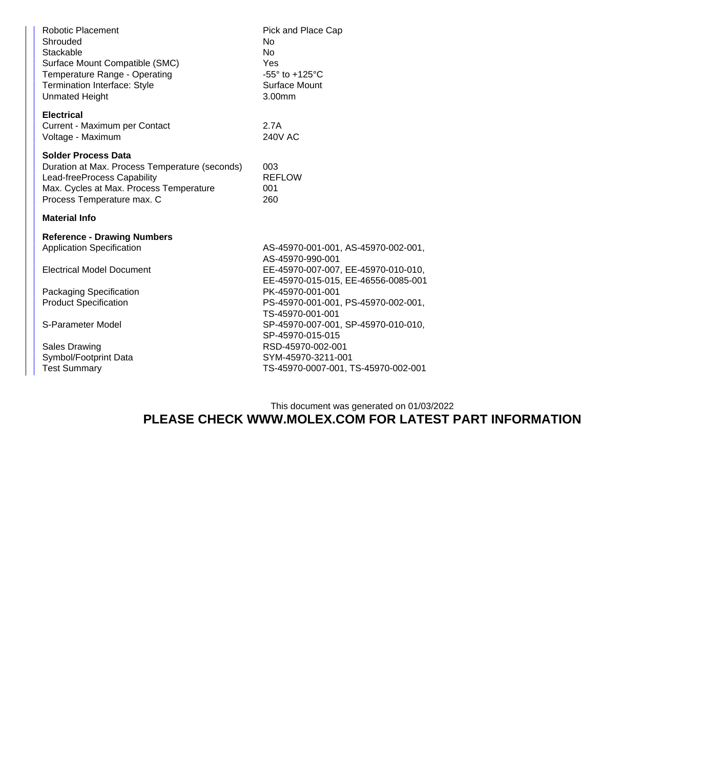| | |
|---|---|
| Robotic Placement | Pick and Place Cap |
| Shrouded | No |
| Stackable | No |
| Surface Mount Compatible (SMC) | Yes |
| Temperature Range - Operating | -55° to +125°C |
| Termination Interface: Style | Surface Mount |
| Unmated Height | 3.00mm |

**Electrical**

| | |
|---|---|
| Current - Maximum per Contact | 2.7A |
| Voltage - Maximum | 240V AC |

**Solder Process Data**

| | |
|---|---|
| Duration at Max. Process Temperature (seconds) | 003 |
| Lead-freeProcess Capability | REFLOW |
| Max. Cycles at Max. Process Temperature | 001 |
| Process Temperature max. C | 260 |

**Material Info**

**Reference - Drawing Numbers**

| | |
|---|---|
| Application Specification | AS-45970-001-001, AS-45970-002-001, AS-45970-990-001 |
| Electrical Model Document | EE-45970-007-007, EE-45970-010-010, EE-45970-015-015, EE-46556-0085-001 |
| Packaging Specification | PK-45970-001-001 |
| Product Specification | PS-45970-001-001, PS-45970-002-001, TS-45970-001-001 |
| S-Parameter Model | SP-45970-007-001, SP-45970-010-010, SP-45970-015-015 |
| Sales Drawing | RSD-45970-002-001 |
| Symbol/Footprint Data | SYM-45970-3211-001 |
| Test Summary | TS-45970-0007-001, TS-45970-002-001 |

This document was generated on 01/03/2022

**PLEASE CHECK WWW.MOLEX.COM FOR LATEST PART INFORMATION**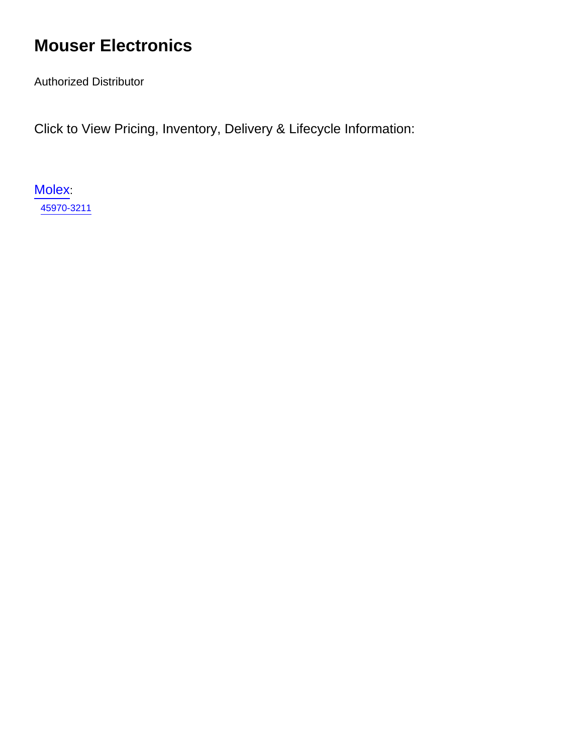# Mouser Electronics

Authorized Distributor

Click to View Pricing, Inventory, Delivery & Lifecycle Information:

Molex:

45970-3211